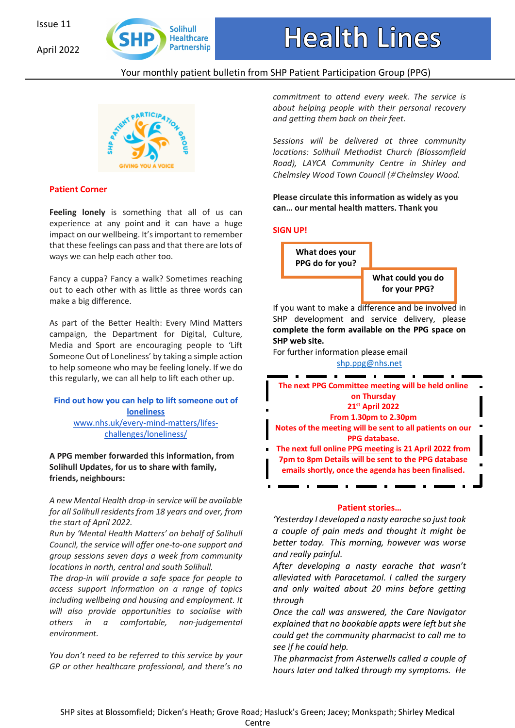Issue 11

April 2022

# Health Lines

Your monthly patient bulletin from SHP Patient Participation Group (PPG)

## Patient Corner

**Feeling lonely** is something that all of us can experience at any point and it can have a huge impact on our wellbeing. It's important to remember that these feelings can pass and that there are lots of ways we can help each other too.

Fancy a cuppa? Fancy a walk? Sometimes reaching out to each other with as little as three words can make a big difference.

As part of the Better Health: Every Mind Matters campaign, the Department for Digital, Culture, Media and Sport are encouraging people to 'Lift Someone Out of Loneliness' by taking a simple action to help someone who may be feeling lonely. If we do this regularly, we can all help to lift each other up.

**Find out how you can help to lift someone out of loneliness**
www.nhs.uk/every-mind-matters/lifes-challenges/loneliness/

**A PPG member forwarded this information, from Solihull Updates, for us to share with family, friends, neighbours:**

*A new Mental Health drop-in service will be available for all Solihull residents from 18 years and over, from the start of April 2022.*
*Run by 'Mental Health Matters' on behalf of Solihull Council, the service will offer one-to-one support and group sessions seven days a week from community locations in north, central and south Solihull.*
*The drop-in will provide a safe space for people to access support information on a range of topics including wellbeing and housing and employment. It will also provide opportunities to socialise with others in a comfortable, non-judgemental environment.*

*You don't need to be referred to this service by your GP or other healthcare professional, and there's no commitment to attend every week. The service is about helping people with their personal recovery and getting them back on their feet.*

*Sessions will be delivered at three community locations: Solihull Methodist Church (Blossomfield Road), LAYCA Community Centre in Shirley and Chelmsley Wood Town Council (#Chelmsley Wood.*

**Please circulate this information as widely as you can… our mental health matters. Thank you**

## SIGN UP!

**What does your PPG do for you?**

**What could you do for your PPG?**

If you want to make a difference and be involved in SHP development and service delivery, please **complete the form available on the PPG space on SHP web site.**
For further information please email
shp.ppg@nhs.net

**The next PPG Committee meeting will be held online on Thursday 21st April 2022 From 1.30pm to 2.30pm**
**Notes of the meeting will be sent to all patients on our PPG database.**
**The next full online PPG meeting is 21 April 2022 from 7pm to 8pm Details will be sent to the PPG database emails shortly, once the agenda has been finalised.**

## Patient stories…

*'Yesterday I developed a nasty earache so just took a couple of pain meds and thought it might be better today. This morning, however was worse and really painful.*
*After developing a nasty earache that wasn't alleviated with Paracetamol. I called the surgery and only waited about 20 mins before getting through*
*Once the call was answered, the Care Navigator explained that no bookable appts were left but she could get the community pharmacist to call me to see if he could help.*
*The pharmacist from Asterwells called a couple of hours later and talked through my symptoms. He*

SHP sites at Blossomfield; Dicken's Heath; Grove Road; Hasluck's Green; Jacey; Monkspath; Shirley Medical Centre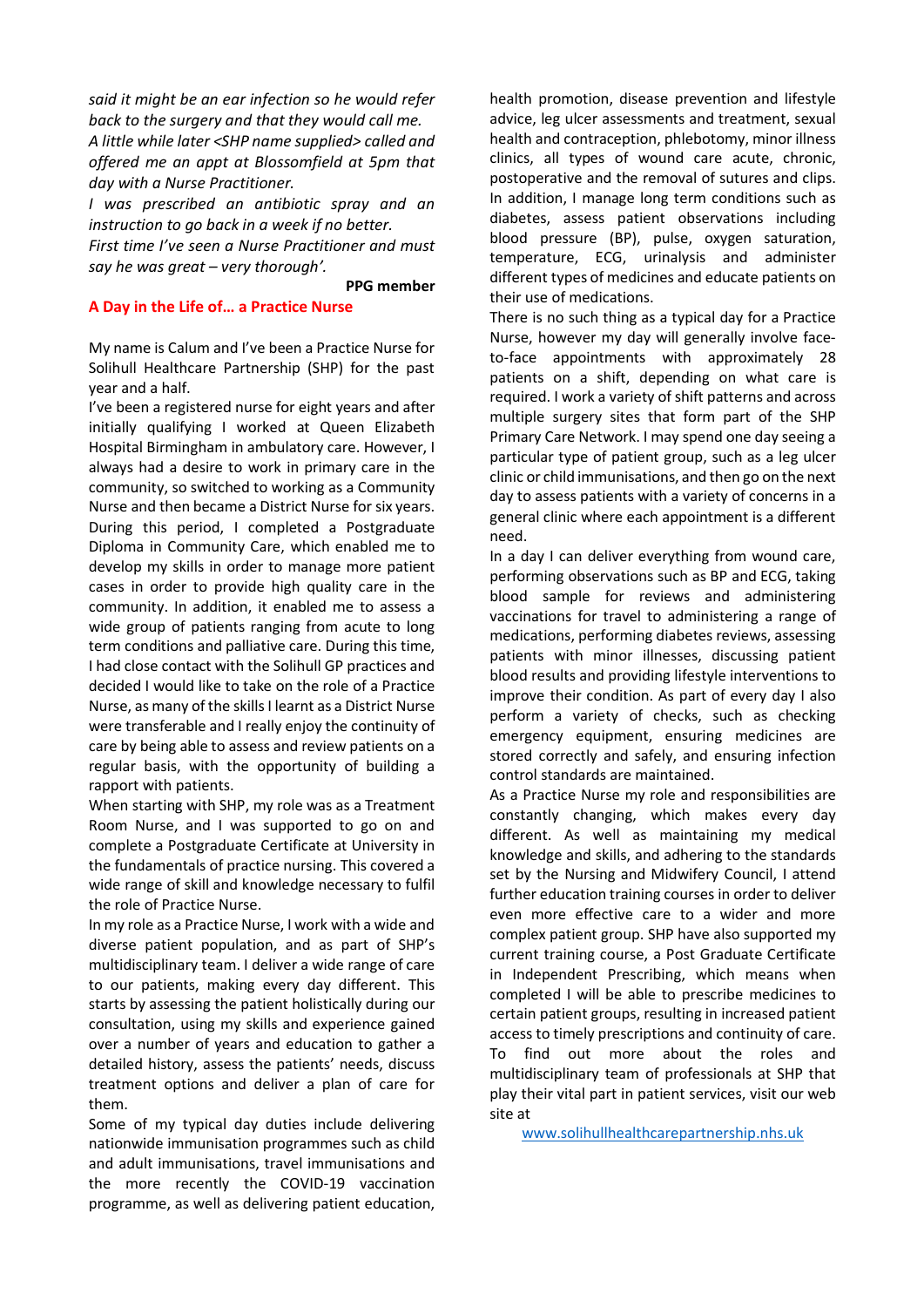*said it might be an ear infection so he would refer back to the surgery and that they would call me.*
*A little while later <SHP name supplied> called and offered me an appt at Blossomfield at 5pm that day with a Nurse Practitioner.*
*I was prescribed an antibiotic spray and an instruction to go back in a week if no better.*
*First time I've seen a Nurse Practitioner and must say he was great – very thorough'.*

**PPG member**

## A Day in the Life of… a Practice Nurse

My name is Calum and I've been a Practice Nurse for Solihull Healthcare Partnership (SHP) for the past year and a half.

I've been a registered nurse for eight years and after initially qualifying I worked at Queen Elizabeth Hospital Birmingham in ambulatory care. However, I always had a desire to work in primary care in the community, so switched to working as a Community Nurse and then became a District Nurse for six years. During this period, I completed a Postgraduate Diploma in Community Care, which enabled me to develop my skills in order to manage more patient cases in order to provide high quality care in the community. In addition, it enabled me to assess a wide group of patients ranging from acute to long term conditions and palliative care. During this time, I had close contact with the Solihull GP practices and decided I would like to take on the role of a Practice Nurse, as many of the skills I learnt as a District Nurse were transferable and I really enjoy the continuity of care by being able to assess and review patients on a regular basis, with the opportunity of building a rapport with patients.

When starting with SHP, my role was as a Treatment Room Nurse, and I was supported to go on and complete a Postgraduate Certificate at University in the fundamentals of practice nursing. This covered a wide range of skill and knowledge necessary to fulfil the role of Practice Nurse.

In my role as a Practice Nurse, I work with a wide and diverse patient population, and as part of SHP's multidisciplinary team. I deliver a wide range of care to our patients, making every day different. This starts by assessing the patient holistically during our consultation, using my skills and experience gained over a number of years and education to gather a detailed history, assess the patients' needs, discuss treatment options and deliver a plan of care for them.

Some of my typical day duties include delivering nationwide immunisation programmes such as child and adult immunisations, travel immunisations and the more recently the COVID-19 vaccination programme, as well as delivering patient education, health promotion, disease prevention and lifestyle advice, leg ulcer assessments and treatment, sexual health and contraception, phlebotomy, minor illness clinics, all types of wound care acute, chronic, postoperative and the removal of sutures and clips. In addition, I manage long term conditions such as diabetes, assess patient observations including blood pressure (BP), pulse, oxygen saturation, temperature, ECG, urinalysis and administer different types of medicines and educate patients on their use of medications.

There is no such thing as a typical day for a Practice Nurse, however my day will generally involve face-to-face appointments with approximately 28 patients on a shift, depending on what care is required. I work a variety of shift patterns and across multiple surgery sites that form part of the SHP Primary Care Network. I may spend one day seeing a particular type of patient group, such as a leg ulcer clinic or child immunisations, and then go on the next day to assess patients with a variety of concerns in a general clinic where each appointment is a different need.

In a day I can deliver everything from wound care, performing observations such as BP and ECG, taking blood sample for reviews and administering vaccinations for travel to administering a range of medications, performing diabetes reviews, assessing patients with minor illnesses, discussing patient blood results and providing lifestyle interventions to improve their condition. As part of every day I also perform a variety of checks, such as checking emergency equipment, ensuring medicines are stored correctly and safely, and ensuring infection control standards are maintained.

As a Practice Nurse my role and responsibilities are constantly changing, which makes every day different. As well as maintaining my medical knowledge and skills, and adhering to the standards set by the Nursing and Midwifery Council, I attend further education training courses in order to deliver even more effective care to a wider and more complex patient group. SHP have also supported my current training course, a Post Graduate Certificate in Independent Prescribing, which means when completed I will be able to prescribe medicines to certain patient groups, resulting in increased patient access to timely prescriptions and continuity of care.

To find out more about the roles and multidisciplinary team of professionals at SHP that play their vital part in patient services, visit our web site at

www.solihullhealthcarepartnership.nhs.uk